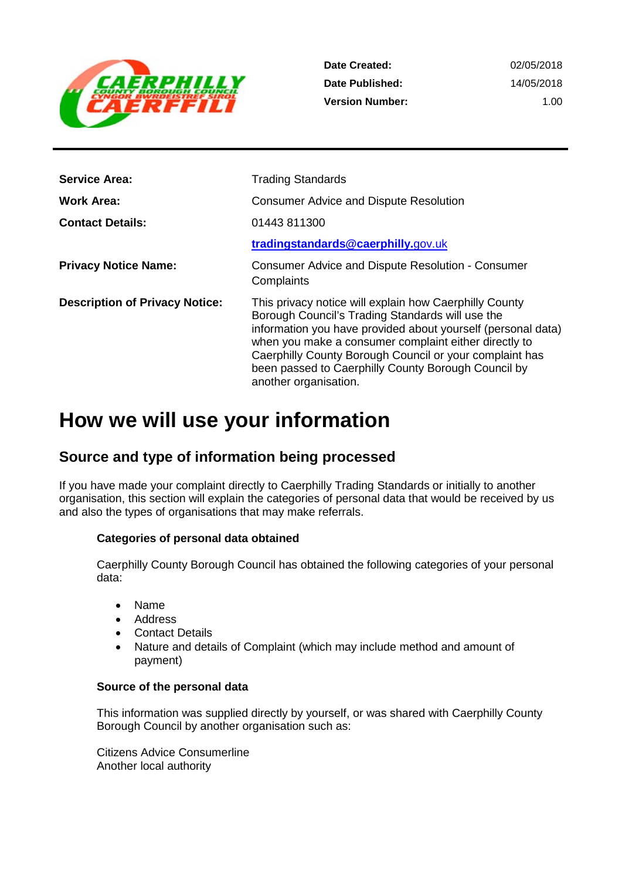| | | |
|---|---|---|
| | **Date Created:** | 02/05/2018 |
| | **Date Published:** | 14/05/2018 |
| | **Version Number:** | 1.00 |

| | |
|---|---|
| **Service Area:** | Trading Standards |
| **Work Area:** | Consumer Advice and Dispute Resolution |
| **Contact Details:** | 01443 811300 |
| | **tradingstandards@caerphilly.**gov.uk |
| **Privacy Notice Name:** | Consumer Advice and Dispute Resolution - Consumer Complaints |
| **Description of Privacy Notice:** | This privacy notice will explain how Caerphilly County Borough Council's Trading Standards will use the information you have provided about yourself (personal data) when you make a consumer complaint either directly to Caerphilly County Borough Council or your complaint has been passed to Caerphilly County Borough Council by another organisation. |

# How we will use your information

## Source and type of information being processed

If you have made your complaint directly to Caerphilly Trading Standards or initially to another organisation, this section will explain the categories of personal data that would be received by us and also the types of organisations that may make referrals.

### Categories of personal data obtained

Caerphilly County Borough Council has obtained the following categories of your personal data:

- Name
- Address
- Contact Details
- Nature and details of Complaint (which may include method and amount of payment)

### Source of the personal data

This information was supplied directly by yourself, or was shared with Caerphilly County Borough Council by another organisation such as:

Citizens Advice Consumerline
Another local authority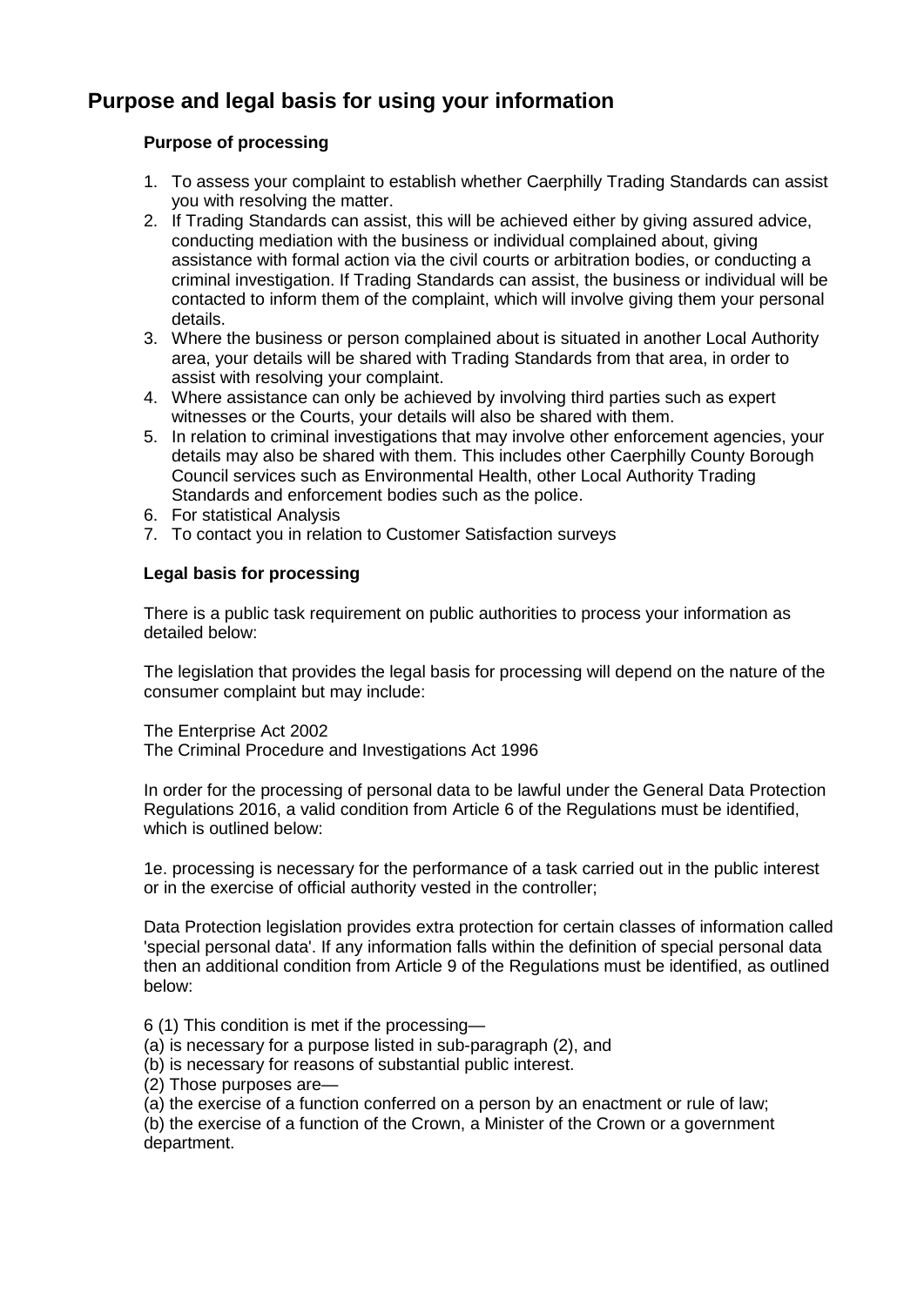## Purpose and legal basis for using your information

### Purpose of processing

1. To assess your complaint to establish whether Caerphilly Trading Standards can assist you with resolving the matter.
2. If Trading Standards can assist, this will be achieved either by giving assured advice, conducting mediation with the business or individual complained about, giving assistance with formal action via the civil courts or arbitration bodies, or conducting a criminal investigation. If Trading Standards can assist, the business or individual will be contacted to inform them of the complaint, which will involve giving them your personal details.
3. Where the business or person complained about is situated in another Local Authority area, your details will be shared with Trading Standards from that area, in order to assist with resolving your complaint.
4. Where assistance can only be achieved by involving third parties such as expert witnesses or the Courts, your details will also be shared with them.
5. In relation to criminal investigations that may involve other enforcement agencies, your details may also be shared with them. This includes other Caerphilly County Borough Council services such as Environmental Health, other Local Authority Trading Standards and enforcement bodies such as the police.
6. For statistical Analysis
7. To contact you in relation to Customer Satisfaction surveys

### Legal basis for processing

There is a public task requirement on public authorities to process your information as detailed below:

The legislation that provides the legal basis for processing will depend on the nature of the consumer complaint but may include:

The Enterprise Act 2002
The Criminal Procedure and Investigations Act 1996

In order for the processing of personal data to be lawful under the General Data Protection Regulations 2016, a valid condition from Article 6 of the Regulations must be identified, which is outlined below:

1e. processing is necessary for the performance of a task carried out in the public interest or in the exercise of official authority vested in the controller;

Data Protection legislation provides extra protection for certain classes of information called 'special personal data'. If any information falls within the definition of special personal data then an additional condition from Article 9 of the Regulations must be identified, as outlined below:

6 (1) This condition is met if the processing—
(a) is necessary for a purpose listed in sub-paragraph (2), and
(b) is necessary for reasons of substantial public interest.
(2) Those purposes are—
(a) the exercise of a function conferred on a person by an enactment or rule of law;
(b) the exercise of a function of the Crown, a Minister of the Crown or a government department.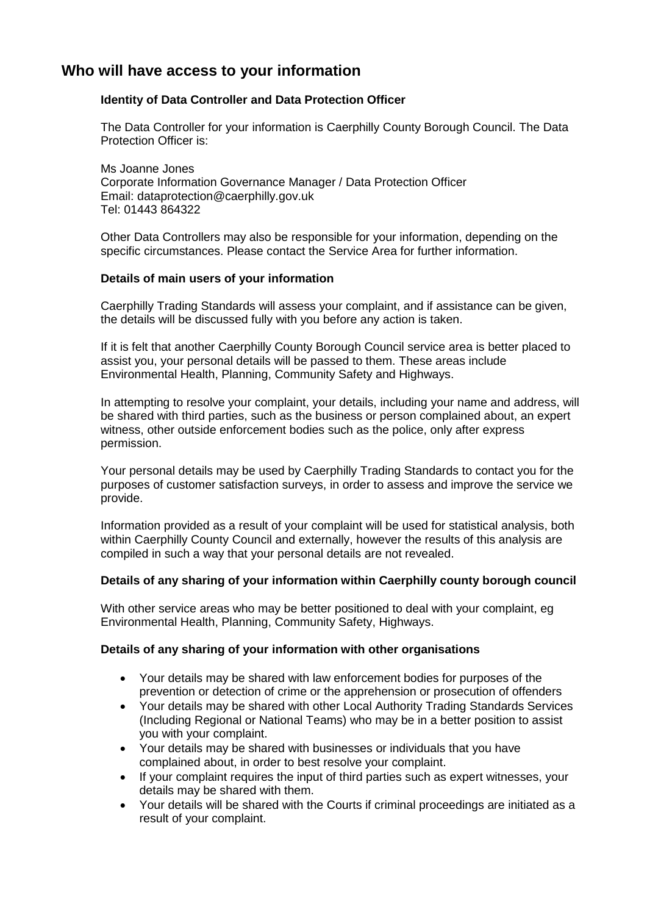## Who will have access to your information

### Identity of Data Controller and Data Protection Officer

The Data Controller for your information is Caerphilly County Borough Council. The Data Protection Officer is:

Ms Joanne Jones
Corporate Information Governance Manager / Data Protection Officer
Email: dataprotection@caerphilly.gov.uk
Tel: 01443 864322

Other Data Controllers may also be responsible for your information, depending on the specific circumstances. Please contact the Service Area for further information.

### Details of main users of your information

Caerphilly Trading Standards will assess your complaint, and if assistance can be given, the details will be discussed fully with you before any action is taken.

If it is felt that another Caerphilly County Borough Council service area is better placed to assist you, your personal details will be passed to them. These areas include Environmental Health, Planning, Community Safety and Highways.

In attempting to resolve your complaint, your details, including your name and address, will be shared with third parties, such as the business or person complained about, an expert witness, other outside enforcement bodies such as the police, only after express permission.

Your personal details may be used by Caerphilly Trading Standards to contact you for the purposes of customer satisfaction surveys, in order to assess and improve the service we provide.

Information provided as a result of your complaint will be used for statistical analysis, both within Caerphilly County Council and externally, however the results of this analysis are compiled in such a way that your personal details are not revealed.

### Details of any sharing of your information within Caerphilly county borough council

With other service areas who may be better positioned to deal with your complaint, eg Environmental Health, Planning, Community Safety, Highways.

### Details of any sharing of your information with other organisations

- Your details may be shared with law enforcement bodies for purposes of the prevention or detection of crime or the apprehension or prosecution of offenders
- Your details may be shared with other Local Authority Trading Standards Services (Including Regional or National Teams) who may be in a better position to assist you with your complaint.
- Your details may be shared with businesses or individuals that you have complained about, in order to best resolve your complaint.
- If your complaint requires the input of third parties such as expert witnesses, your details may be shared with them.
- Your details will be shared with the Courts if criminal proceedings are initiated as a result of your complaint.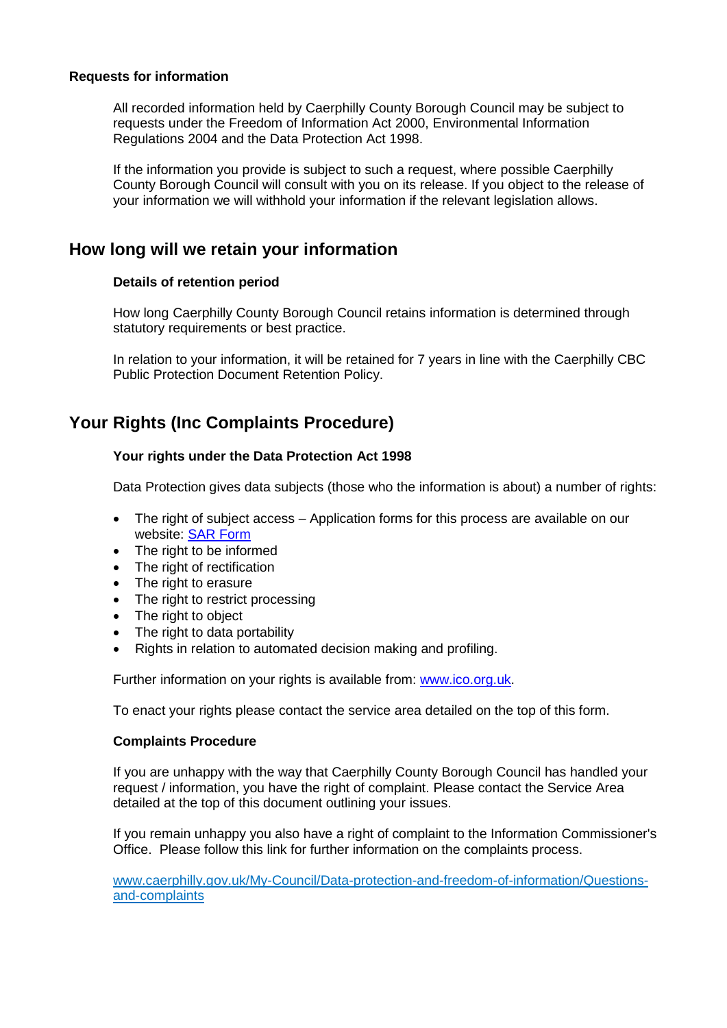**Requests for information**

All recorded information held by Caerphilly County Borough Council may be subject to requests under the Freedom of Information Act 2000, Environmental Information Regulations 2004 and the Data Protection Act 1998.

If the information you provide is subject to such a request, where possible Caerphilly County Borough Council will consult with you on its release. If you object to the release of your information we will withhold your information if the relevant legislation allows.

## How long will we retain your information

**Details of retention period**

How long Caerphilly County Borough Council retains information is determined through statutory requirements or best practice.

In relation to your information, it will be retained for 7 years in line with the Caerphilly CBC Public Protection Document Retention Policy.

## Your Rights (Inc Complaints Procedure)

**Your rights under the Data Protection Act 1998**

Data Protection gives data subjects (those who the information is about) a number of rights:

- The right of subject access – Application forms for this process are available on our website: [SAR Form]
- The right to be informed
- The right of rectification
- The right to erasure
- The right to restrict processing
- The right to object
- The right to data portability
- Rights in relation to automated decision making and profiling.

Further information on your rights is available from: www.ico.org.uk.

To enact your rights please contact the service area detailed on the top of this form.

**Complaints Procedure**

If you are unhappy with the way that Caerphilly County Borough Council has handled your request / information, you have the right of complaint. Please contact the Service Area detailed at the top of this document outlining your issues.

If you remain unhappy you also have a right of complaint to the Information Commissioner's Office. Please follow this link for further information on the complaints process.

www.caerphilly.gov.uk/My-Council/Data-protection-and-freedom-of-information/Questions-and-complaints